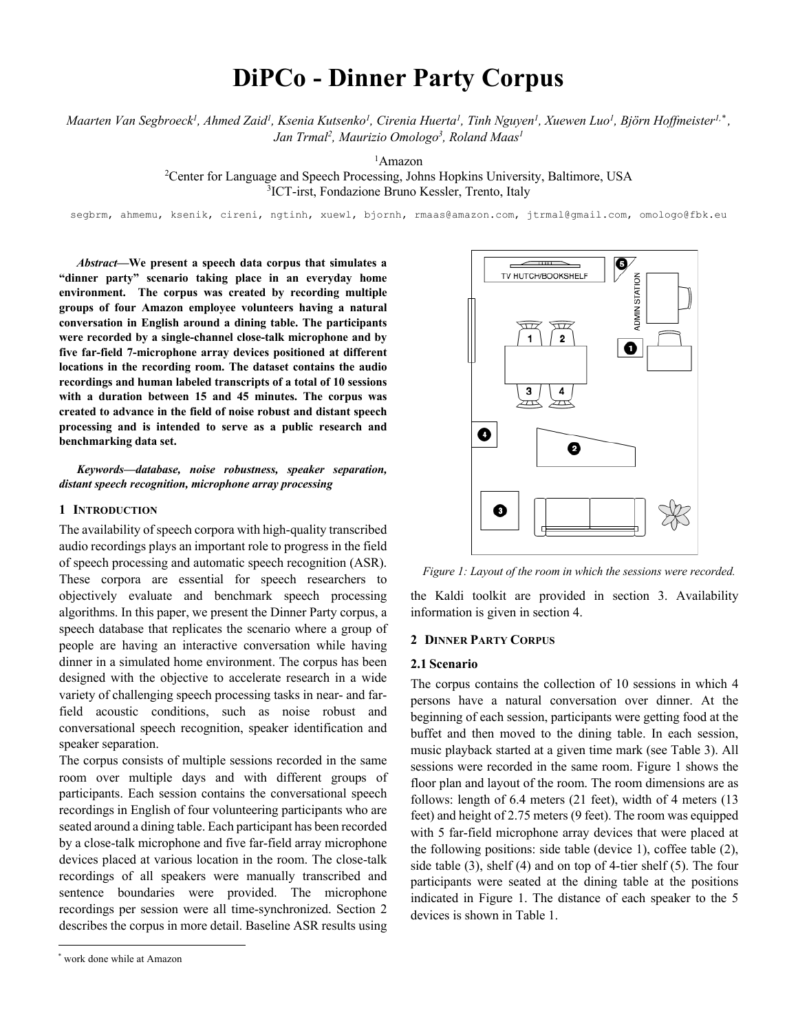# DiPCo - Dinner Party Corpus

*Maarten Van Segbroeck[1], Ahmed Zaid[1], Ksenia Kutsenko[1], Cirenia Huerta[1], Tinh Nguyen[1], Xuewen Luo[1], Björn Hoffmeister[1,*], Jan Trmal[2], Maurizio Omologo[3], Roland Maas[1]*

[1]Amazon
[2]Center for Language and Speech Processing, Johns Hopkins University, Baltimore, USA
[3]ICT-irst, Fondazione Bruno Kessler, Trento, Italy

segbrm, ahmemu, ksenik, cireni, ngtinh, xuewl, bjornh, rmaas@amazon.com, jtrmal@gmail.com, omologo@fbk.eu

***Abstract*—We present a speech data corpus that simulates a "dinner party" scenario taking place in an everyday home environment. The corpus was created by recording multiple groups of four Amazon employee volunteers having a natural conversation in English around a dining table. The participants were recorded by a single-channel close-talk microphone and by five far-field 7-microphone array devices positioned at different locations in the recording room. The dataset contains the audio recordings and human labeled transcripts of a total of 10 sessions with a duration between 15 and 45 minutes. The corpus was created to advance in the field of noise robust and distant speech processing and is intended to serve as a public research and benchmarking data set.**

***Keywords*—database, noise robustness, speaker separation, distant speech recognition, microphone array processing**

## 1 Introduction

The availability of speech corpora with high-quality transcribed audio recordings plays an important role to progress in the field of speech processing and automatic speech recognition (ASR). These corpora are essential for speech researchers to objectively evaluate and benchmark speech processing algorithms. In this paper, we present the Dinner Party corpus, a speech database that replicates the scenario where a group of people are having an interactive conversation while having dinner in a simulated home environment. The corpus has been designed with the objective to accelerate research in a wide variety of challenging speech processing tasks in near- and far-field acoustic conditions, such as noise robust and conversational speech recognition, speaker identification and speaker separation.

The corpus consists of multiple sessions recorded in the same room over multiple days and with different groups of participants. Each session contains the conversational speech recordings in English of four volunteering participants who are seated around a dining table. Each participant has been recorded by a close-talk microphone and five far-field array microphone devices placed at various location in the room. The close-talk recordings of all speakers were manually transcribed and sentence boundaries were provided. The microphone recordings per session were all time-synchronized. Section 2 describes the corpus in more detail. Baseline ASR results using the Kaldi toolkit are provided in section 3. Availability information is given in section 4.

TV HUTCH/BOOKSHELF

ADMIN STATION

1 2 3 4

1 2 3 4 5

*Figure 1: Layout of the room in which the sessions were recorded.*

## 2 Dinner Party Corpus

### 2.1 Scenario

The corpus contains the collection of 10 sessions in which 4 persons have a natural conversation over dinner. At the beginning of each session, participants were getting food at the buffet and then moved to the dining table. In each session, music playback started at a given time mark (see Table 3). All sessions were recorded in the same room. Figure 1 shows the floor plan and layout of the room. The room dimensions are as follows: length of 6.4 meters (21 feet), width of 4 meters (13 feet) and height of 2.75 meters (9 feet). The room was equipped with 5 far-field microphone array devices that were placed at the following positions: side table (device 1), coffee table (2), side table (3), shelf (4) and on top of 4-tier shelf (5). The four participants were seated at the dining table at the positions indicated in Figure 1. The distance of each speaker to the 5 devices is shown in Table 1.

[*] work done while at Amazon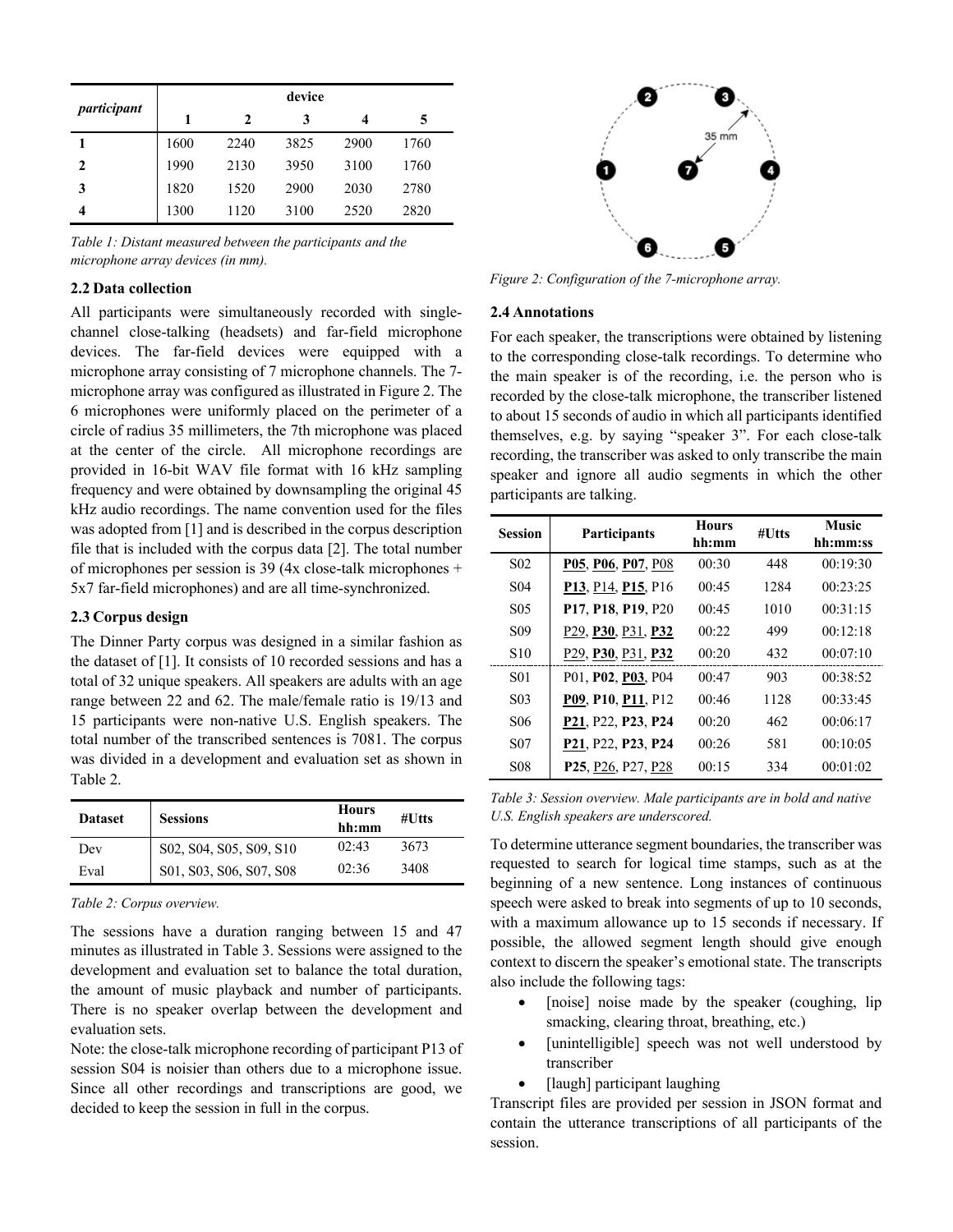| *participant* | device | | | | |
|---|---|---|---|---|---|
| | **1** | **2** | **3** | **4** | **5** |
| **1** | 1600 | 2240 | 3825 | 2900 | 1760 |
| **2** | 1990 | 2130 | 3950 | 3100 | 1760 |
| **3** | 1820 | 1520 | 2900 | 2030 | 2780 |
| **4** | 1300 | 1120 | 3100 | 2520 | 2820 |

*Table 1: Distant measured between the participants and the microphone array devices (in mm).*

### 2.2 Data collection

All participants were simultaneously recorded with single-channel close-talking (headsets) and far-field microphone devices. The far-field devices were equipped with a microphone array consisting of 7 microphone channels. The 7-microphone array was configured as illustrated in Figure 2. The 6 microphones were uniformly placed on the perimeter of a circle of radius 35 millimeters, the 7th microphone was placed at the center of the circle. All microphone recordings are provided in 16-bit WAV file format with 16 kHz sampling frequency and were obtained by downsampling the original 45 kHz audio recordings. The name convention used for the files was adopted from [1] and is described in the corpus description file that is included with the corpus data [2]. The total number of microphones per session is 39 (4x close-talk microphones + 5x7 far-field microphones) and are all time-synchronized.

### 2.3 Corpus design

The Dinner Party corpus was designed in a similar fashion as the dataset of [1]. It consists of 10 recorded sessions and has a total of 32 unique speakers. All speakers are adults with an age range between 22 and 62. The male/female ratio is 19/13 and 15 participants were non-native U.S. English speakers. The total number of the transcribed sentences is 7081. The corpus was divided in a development and evaluation set as shown in Table 2.

| Dataset | Sessions | Hours hh:mm | #Utts |
|---|---|---|---|
| Dev | S02, S04, S05, S09, S10 | 02:43 | 3673 |
| Eval | S01, S03, S06, S07, S08 | 02:36 | 3408 |

*Table 2: Corpus overview.*

The sessions have a duration ranging between 15 and 47 minutes as illustrated in Table 3. Sessions were assigned to the development and evaluation set to balance the total duration, the amount of music playback and number of participants. There is no speaker overlap between the development and evaluation sets.

Note: the close-talk microphone recording of participant P13 of session S04 is noisier than others due to a microphone issue. Since all other recordings and transcriptions are good, we decided to keep the session in full in the corpus.

2
3
35 mm
1
7
4
6
5

*Figure 2: Configuration of the 7-microphone array.*

### 2.4 Annotations

For each speaker, the transcriptions were obtained by listening to the corresponding close-talk recordings. To determine who the main speaker is of the recording, i.e. the person who is recorded by the close-talk microphone, the transcriber listened to about 15 seconds of audio in which all participants identified themselves, e.g. by saying "speaker 3". For each close-talk recording, the transcriber was asked to only transcribe the main speaker and ignore all audio segments in which the other participants are talking.

| Session | Participants | Hours hh:mm | #Utts | Music hh:mm:ss |
|---|---|---|---|---|
| S02 | <u>**P05**</u>, <u>**P06**</u>, <u>**P07**</u>, <u>P08</u> | 00:30 | 448 | 00:19:30 |
| S04 | <u>**P13**</u>, <u>P14</u>, <u>**P15**</u>, P16 | 00:45 | 1284 | 00:23:25 |
| S05 | **P17**, **P18**, **P19**, P20 | 00:45 | 1010 | 00:31:15 |
| S09 | <u>P29</u>, <u>**P30**</u>, <u>P31</u>, <u>**P32**</u> | 00:22 | 499 | 00:12:18 |
| S10 | <u>P29</u>, <u>**P30**</u>, <u>P31</u>, <u>**P32**</u> | 00:20 | 432 | 00:07:10 |
| S01 | P01, **P02**, <u>**P03**</u>, P04 | 00:47 | 903 | 00:38:52 |
| S03 | <u>**P09**</u>, **P10**, <u>**P11**</u>, P12 | 00:46 | 1128 | 00:33:45 |
| S06 | <u>**P21**</u>, P22, **P23**, **P24** | 00:20 | 462 | 00:06:17 |
| S07 | <u>**P21**</u>, P22, **P23**, **P24** | 00:26 | 581 | 00:10:05 |
| S08 | **P25**, <u>P26</u>, P27, <u>P28</u> | 00:15 | 334 | 00:01:02 |

*Table 3: Session overview. Male participants are in bold and native U.S. English speakers are underscored.*

To determine utterance segment boundaries, the transcriber was requested to search for logical time stamps, such as at the beginning of a new sentence. Long instances of continuous speech were asked to break into segments of up to 10 seconds, with a maximum allowance up to 15 seconds if necessary. If possible, the allowed segment length should give enough context to discern the speaker's emotional state. The transcripts also include the following tags:

- [noise] noise made by the speaker (coughing, lip smacking, clearing throat, breathing, etc.)
- [unintelligible] speech was not well understood by transcriber
- [laugh] participant laughing

Transcript files are provided per session in JSON format and contain the utterance transcriptions of all participants of the session.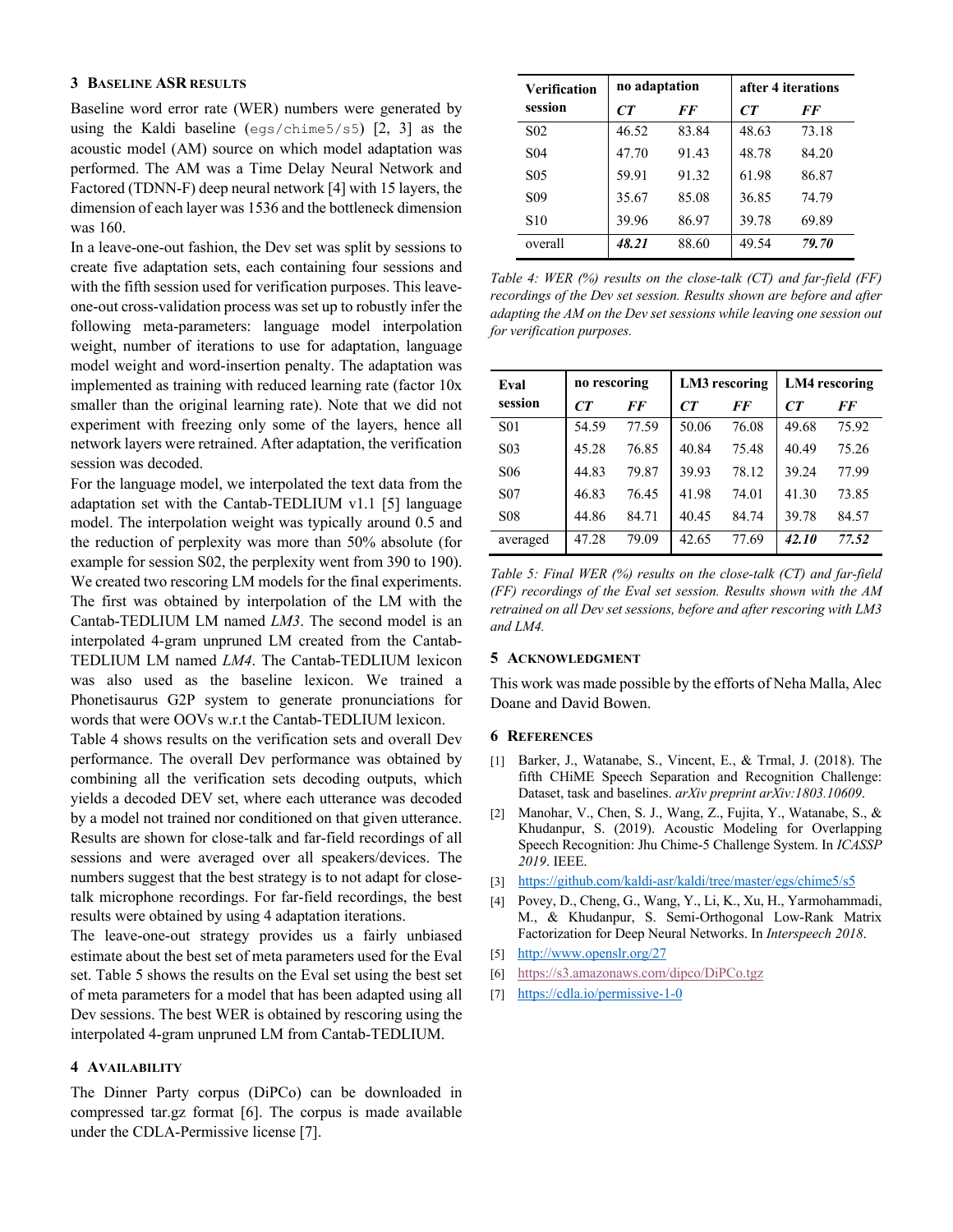## 3 Baseline ASR results

Baseline word error rate (WER) numbers were generated by using the Kaldi baseline (`egs/chime5/s5`) [2, 3] as the acoustic model (AM) source on which model adaptation was performed. The AM was a Time Delay Neural Network and Factored (TDNN-F) deep neural network [4] with 15 layers, the dimension of each layer was 1536 and the bottleneck dimension was 160.

In a leave-one-out fashion, the Dev set was split by sessions to create five adaptation sets, each containing four sessions and with the fifth session used for verification purposes. This leave-one-out cross-validation process was set up to robustly infer the following meta-parameters: language model interpolation weight, number of iterations to use for adaptation, language model weight and word-insertion penalty. The adaptation was implemented as training with reduced learning rate (factor 10x smaller than the original learning rate). Note that we did not experiment with freezing only some of the layers, hence all network layers were retrained. After adaptation, the verification session was decoded.

For the language model, we interpolated the text data from the adaptation set with the Cantab-TEDLIUM v1.1 [5] language model. The interpolation weight was typically around 0.5 and the reduction of perplexity was more than 50% absolute (for example for session S02, the perplexity went from 390 to 190). We created two rescoring LM models for the final experiments. The first was obtained by interpolation of the LM with the Cantab-TEDLIUM LM named *LM3*. The second model is an interpolated 4-gram unpruned LM created from the Cantab-TEDLIUM LM named *LM4*. The Cantab-TEDLIUM lexicon was also used as the baseline lexicon. We trained a Phonetisaurus G2P system to generate pronunciations for words that were OOVs w.r.t the Cantab-TEDLIUM lexicon.

Table 4 shows results on the verification sets and overall Dev performance. The overall Dev performance was obtained by combining all the verification sets decoding outputs, which yields a decoded DEV set, where each utterance was decoded by a model not trained nor conditioned on that given utterance. Results are shown for close-talk and far-field recordings of all sessions and were averaged over all speakers/devices. The numbers suggest that the best strategy is to not adapt for close-talk microphone recordings. For far-field recordings, the best results were obtained by using 4 adaptation iterations.

The leave-one-out strategy provides us a fairly unbiased estimate about the best set of meta parameters used for the Eval set. Table 5 shows the results on the Eval set using the best set of meta parameters for a model that has been adapted using all Dev sessions. The best WER is obtained by rescoring using the interpolated 4-gram unpruned LM from Cantab-TEDLIUM.

| Verification session | no adaptation | | after 4 iterations | |
|---|---|---|---|---|
| | ***CT*** | ***FF*** | ***CT*** | ***FF*** |
| S02 | 46.52 | 83.84 | 48.63 | 73.18 |
| S04 | 47.70 | 91.43 | 48.78 | 84.20 |
| S05 | 59.91 | 91.32 | 61.98 | 86.87 |
| S09 | 35.67 | 85.08 | 36.85 | 74.79 |
| S10 | 39.96 | 86.97 | 39.78 | 69.89 |
| overall | ***48.21*** | 88.60 | 49.54 | ***79.70*** |

*Table 4: WER (%) results on the close-talk (CT) and far-field (FF) recordings of the Dev set session. Results shown are before and after adapting the AM on the Dev set sessions while leaving one session out for verification purposes.*

| Eval session | no rescoring | | LM3 rescoring | | LM4 rescoring | |
|---|---|---|---|---|---|---|
| | ***CT*** | ***FF*** | ***CT*** | ***FF*** | ***CT*** | ***FF*** |
| S01 | 54.59 | 77.59 | 50.06 | 76.08 | 49.68 | 75.92 |
| S03 | 45.28 | 76.85 | 40.84 | 75.48 | 40.49 | 75.26 |
| S06 | 44.83 | 79.87 | 39.93 | 78.12 | 39.24 | 77.99 |
| S07 | 46.83 | 76.45 | 41.98 | 74.01 | 41.30 | 73.85 |
| S08 | 44.86 | 84.71 | 40.45 | 84.74 | 39.78 | 84.57 |
| averaged | 47.28 | 79.09 | 42.65 | 77.69 | ***42.10*** | ***77.52*** |

*Table 5: Final WER (%) results on the close-talk (CT) and far-field (FF) recordings of the Eval set session. Results shown with the AM retrained on all Dev set sessions, before and after rescoring with LM3 and LM4.*

## 4 Availability

The Dinner Party corpus (DiPCo) can be downloaded in compressed tar.gz format [6]. The corpus is made available under the CDLA-Permissive license [7].

## 5 Acknowledgment

This work was made possible by the efforts of Neha Malla, Alec Doane and David Bowen.

## 6 References

[1] Barker, J., Watanabe, S., Vincent, E., & Trmal, J. (2018). The fifth CHiME Speech Separation and Recognition Challenge: Dataset, task and baselines. *arXiv preprint arXiv:1803.10609*.

[2] Manohar, V., Chen, S. J., Wang, Z., Fujita, Y., Watanabe, S., & Khudanpur, S. (2019). Acoustic Modeling for Overlapping Speech Recognition: Jhu Chime-5 Challenge System. In *ICASSP 2019*. IEEE.

[3] https://github.com/kaldi-asr/kaldi/tree/master/egs/chime5/s5

[4] Povey, D., Cheng, G., Wang, Y., Li, K., Xu, H., Yarmohammadi, M., & Khudanpur, S. Semi-Orthogonal Low-Rank Matrix Factorization for Deep Neural Networks. In *Interspeech 2018*.

[5] http://www.openslr.org/27

[6] https://s3.amazonaws.com/dipco/DiPCo.tgz

[7] https://cdla.io/permissive-1-0